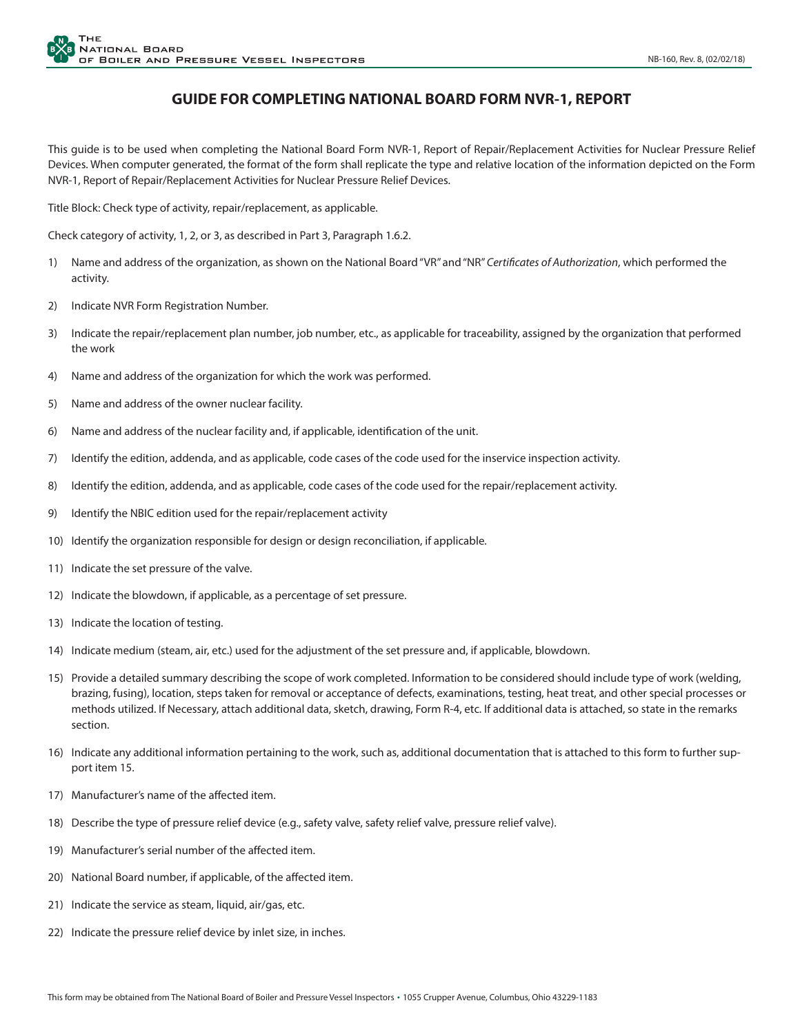# GUIDE FOR COMPLETING NATIONAL BOARD FORM NVR-1, REPORT

This guide is to be used when completing the National Board Form NVR-1, Report of Repair/Replacement Activities for Nuclear Pressure Relief Devices. When computer generated, the format of the form shall replicate the type and relative location of the information depicted on the Form NVR-1, Report of Repair/Replacement Activities for Nuclear Pressure Relief Devices.

Title Block: Check type of activity, repair/replacement, as applicable.

Check category of activity, 1, 2, or 3, as described in Part 3, Paragraph 1.6.2.

1) Name and address of the organization, as shown on the National Board "VR" and "NR" *Certificates of Authorization*, which performed the activity.
2) Indicate NVR Form Registration Number.
3) Indicate the repair/replacement plan number, job number, etc., as applicable for traceability, assigned by the organization that performed the work
4) Name and address of the organization for which the work was performed.
5) Name and address of the owner nuclear facility.
6) Name and address of the nuclear facility and, if applicable, identification of the unit.
7) Identify the edition, addenda, and as applicable, code cases of the code used for the inservice inspection activity.
8) Identify the edition, addenda, and as applicable, code cases of the code used for the repair/replacement activity.
9) Identify the NBIC edition used for the repair/replacement activity
10) Identify the organization responsible for design or design reconciliation, if applicable.
11) Indicate the set pressure of the valve.
12) Indicate the blowdown, if applicable, as a percentage of set pressure.
13) Indicate the location of testing.
14) Indicate medium (steam, air, etc.) used for the adjustment of the set pressure and, if applicable, blowdown.
15) Provide a detailed summary describing the scope of work completed. Information to be considered should include type of work (welding, brazing, fusing), location, steps taken for removal or acceptance of defects, examinations, testing, heat treat, and other special processes or methods utilized. If Necessary, attach additional data, sketch, drawing, Form R-4, etc. If additional data is attached, so state in the remarks section.
16) Indicate any additional information pertaining to the work, such as, additional documentation that is attached to this form to further support item 15.
17) Manufacturer's name of the affected item.
18) Describe the type of pressure relief device (e.g., safety valve, safety relief valve, pressure relief valve).
19) Manufacturer's serial number of the affected item.
20) National Board number, if applicable, of the affected item.
21) Indicate the service as steam, liquid, air/gas, etc.
22) Indicate the pressure relief device by inlet size, in inches.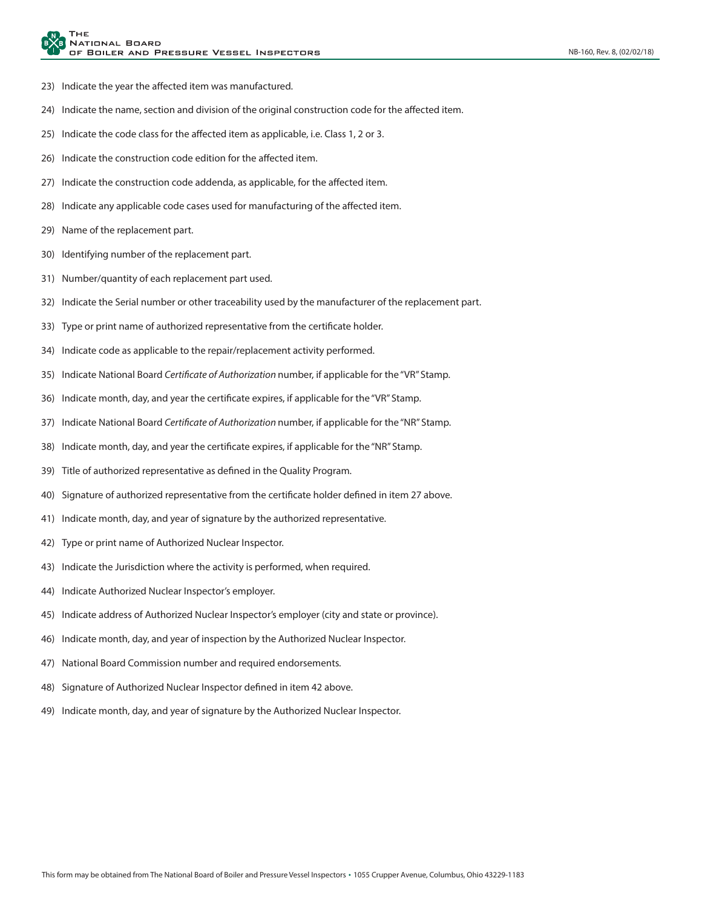23) Indicate the year the affected item was manufactured.

24) Indicate the name, section and division of the original construction code for the affected item.

25) Indicate the code class for the affected item as applicable, i.e. Class 1, 2 or 3.

26) Indicate the construction code edition for the affected item.

27) Indicate the construction code addenda, as applicable, for the affected item.

28) Indicate any applicable code cases used for manufacturing of the affected item.

29) Name of the replacement part.

30) Identifying number of the replacement part.

31) Number/quantity of each replacement part used.

32) Indicate the Serial number or other traceability used by the manufacturer of the replacement part.

33) Type or print name of authorized representative from the certificate holder.

34) Indicate code as applicable to the repair/replacement activity performed.

35) Indicate National Board *Certificate of Authorization* number, if applicable for the "VR" Stamp.

36) Indicate month, day, and year the certificate expires, if applicable for the "VR" Stamp.

37) Indicate National Board *Certificate of Authorization* number, if applicable for the "NR" Stamp.

38) Indicate month, day, and year the certificate expires, if applicable for the "NR" Stamp.

39) Title of authorized representative as defined in the Quality Program.

40) Signature of authorized representative from the certificate holder defined in item 27 above.

41) Indicate month, day, and year of signature by the authorized representative.

42) Type or print name of Authorized Nuclear Inspector.

43) Indicate the Jurisdiction where the activity is performed, when required.

44) Indicate Authorized Nuclear Inspector's employer.

45) Indicate address of Authorized Nuclear Inspector's employer (city and state or province).

46) Indicate month, day, and year of inspection by the Authorized Nuclear Inspector.

47) National Board Commission number and required endorsements.

48) Signature of Authorized Nuclear Inspector defined in item 42 above.

49) Indicate month, day, and year of signature by the Authorized Nuclear Inspector.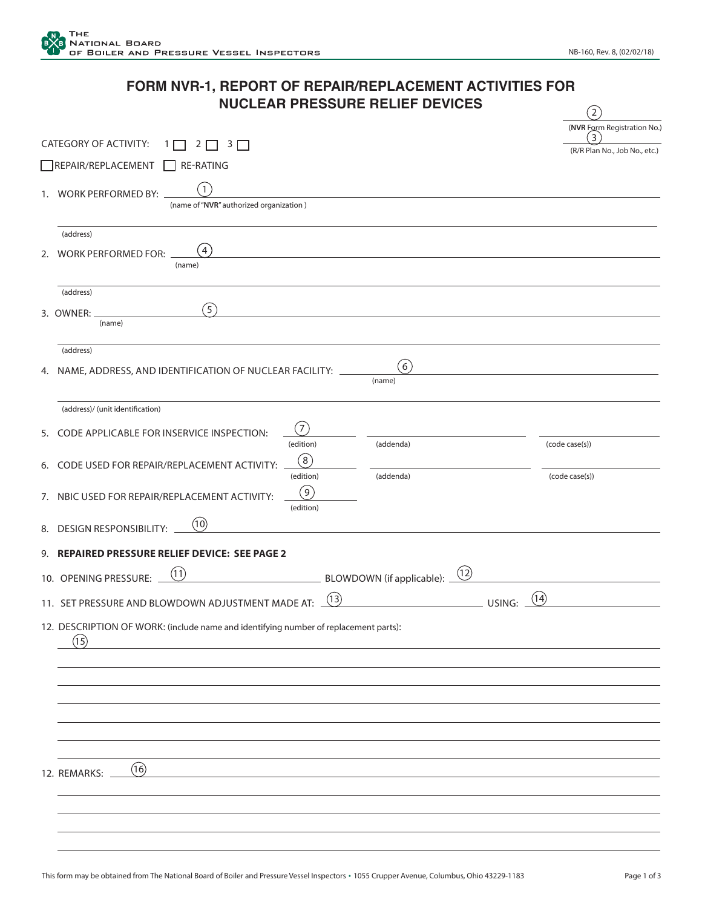# FORM NVR-1, REPORT OF REPAIR/REPLACEMENT ACTIVITIES FOR NUCLEAR PRESSURE RELIEF DEVICES

(2) ______________ (**NVR** Form Registration No.)

(3) ______________ (R/R Plan No., Job No., etc.)

CATEGORY OF ACTIVITY: 1 ☐ 2 ☐ 3 ☐

☐ REPAIR/REPLACEMENT ☐ RE-RATING

1. WORK PERFORMED BY: (1) ______________ (name of "**NVR**" authorized organization )

   ______________ (address)

2. WORK PERFORMED FOR: (4) ______________ (name)

   ______________ (address)

3. OWNER: (5) ______________ (name)

   ______________ (address)

4. NAME, ADDRESS, AND IDENTIFICATION OF NUCLEAR FACILITY: (6) ______________ (name)

   ______________ (address)/ (unit identification)

5. CODE APPLICABLE FOR INSERVICE INSPECTION: (7) ______ (edition) ______ (addenda) ______ (code case(s))

6. CODE USED FOR REPAIR/REPLACEMENT ACTIVITY: (8) ______ (edition) ______ (addenda) ______ (code case(s))

7. NBIC USED FOR REPAIR/REPLACEMENT ACTIVITY: (9) ______ (edition)

8. DESIGN RESPONSIBILITY: (10) ______________

9. **REPAIRED PRESSURE RELIEF DEVICE: SEE PAGE 2**

10. OPENING PRESSURE: (11) ______________ BLOWDOWN (if applicable): (12) ______________

11. SET PRESSURE AND BLOWDOWN ADJUSTMENT MADE AT: (13) ______________ USING: (14) ______________

12. DESCRIPTION OF WORK: (include name and identifying number of replacement parts):

    (15) ______________

12. REMARKS: (16) ______________

This form may be obtained from The National Board of Boiler and Pressure Vessel Inspectors • 1055 Crupper Avenue, Columbus, Ohio 43229-1183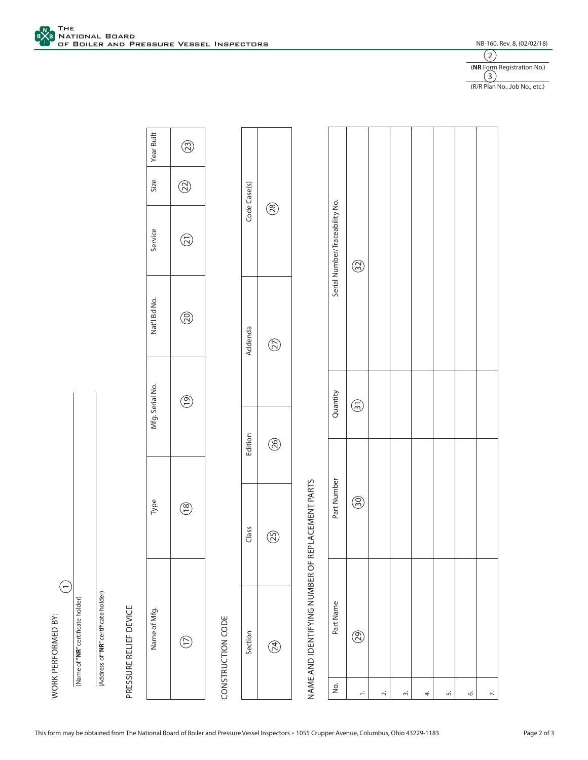The National Board of Boiler and Pressure Vessel Inventors

NB-160, Rev. 8, (02/02/18)

(2)
(**NR** Form Registration No.)

(3)
(R/R Plan No., Job No., etc.)

WORK PERFORMED BY: (1)

(Name of "**NR**" certificate holder)

(Address of "**NR**" certificate holder)

PRESSURE RELIEF DEVICE

| Name of Mfg. | Type | Mfg. Serial No. | Nat'l Bd No. | Service | Size | Year Built |
|---|---|---|---|---|---|---|
| (17) | (18) | (19) | (20) | (21) | (22) | (23) |

CONSTRUCTION CODE

| Section | Class | Edition | Addenda | Code Case(s) |
|---|---|---|---|---|
| (24) | (25) | (26) | (27) | (28) |

NAME AND IDENTIFYING NUMBER OF REPLACEMENT PARTS

| No. | Part Name | Part Number | Quantity | Serial Number/Traceability No. |
|---|---|---|---|---|
| 1. | (29) | (30) | (31) | (32) |
| 2. | | | | |
| 3. | | | | |
| 4. | | | | |
| 5. | | | | |
| 6. | | | | |
| 7. | | | | |

This form may be obtained from The National Board of Boiler and Pressure Vessel Inspectors • 1055 Crupper Avenue, Columbus, Ohio 43229-1183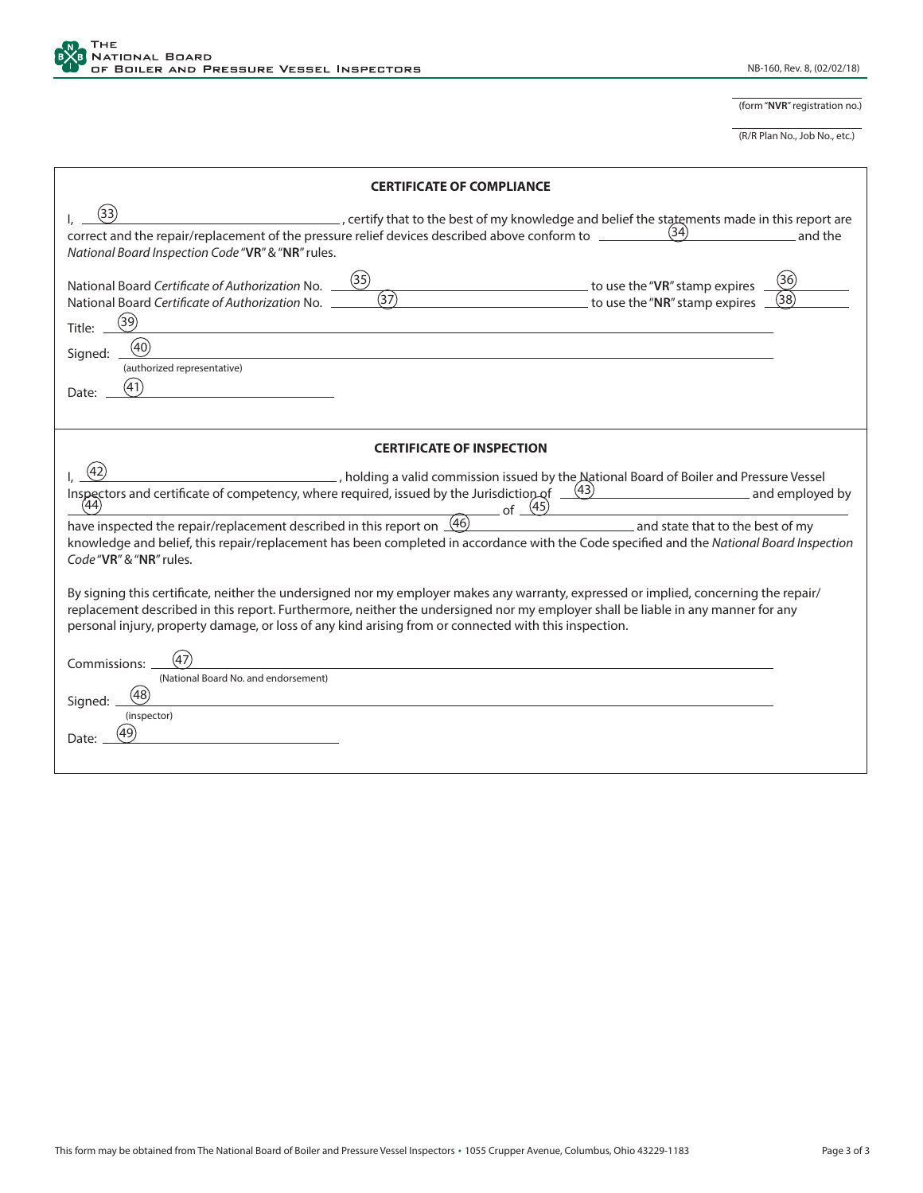(form "**NVR**" registration no.)

(R/R Plan No., Job No., etc.)

## CERTIFICATE OF COMPLIANCE

I, (33) ______________________, certify that to the best of my knowledge and belief the statements made in this report are correct and the repair/replacement of the pressure relief devices described above conform to (34) ______________________ and the *National Board Inspection Code* "**VR**" & "**NR**" rules.

National Board *Certificate of Authorization* No. (35) ______________________ to use the "**VR**" stamp expires (36) __________

National Board *Certificate of Authorization* No. (37) ______________________ to use the "**NR**" stamp expires (38) __________

Title: (39) ______________________

Signed: (40) ______________________
(authorized representative)

Date: (41) ______________________

## CERTIFICATE OF INSPECTION

I, (42) ______________________, holding a valid commission issued by the National Board of Boiler and Pressure Vessel Inspectors and certificate of competency, where required, issued by the Jurisdiction of (43) ______________________ and employed by (44) ______________________ of (45) ______________________ have inspected the repair/replacement described in this report on (46) ______________________ and state that to the best of my knowledge and belief, this repair/replacement has been completed in accordance with the Code specified and the *National Board Inspection Code* "**VR**" & "**NR**" rules.

By signing this certificate, neither the undersigned nor my employer makes any warranty, expressed or implied, concerning the repair/replacement described in this report. Furthermore, neither the undersigned nor my employer shall be liable in any manner for any personal injury, property damage, or loss of any kind arising from or connected with this inspection.

Commissions: (47) ______________________
(National Board No. and endorsement)

Signed: (48) ______________________
(inspector)

Date: (49) ______________________